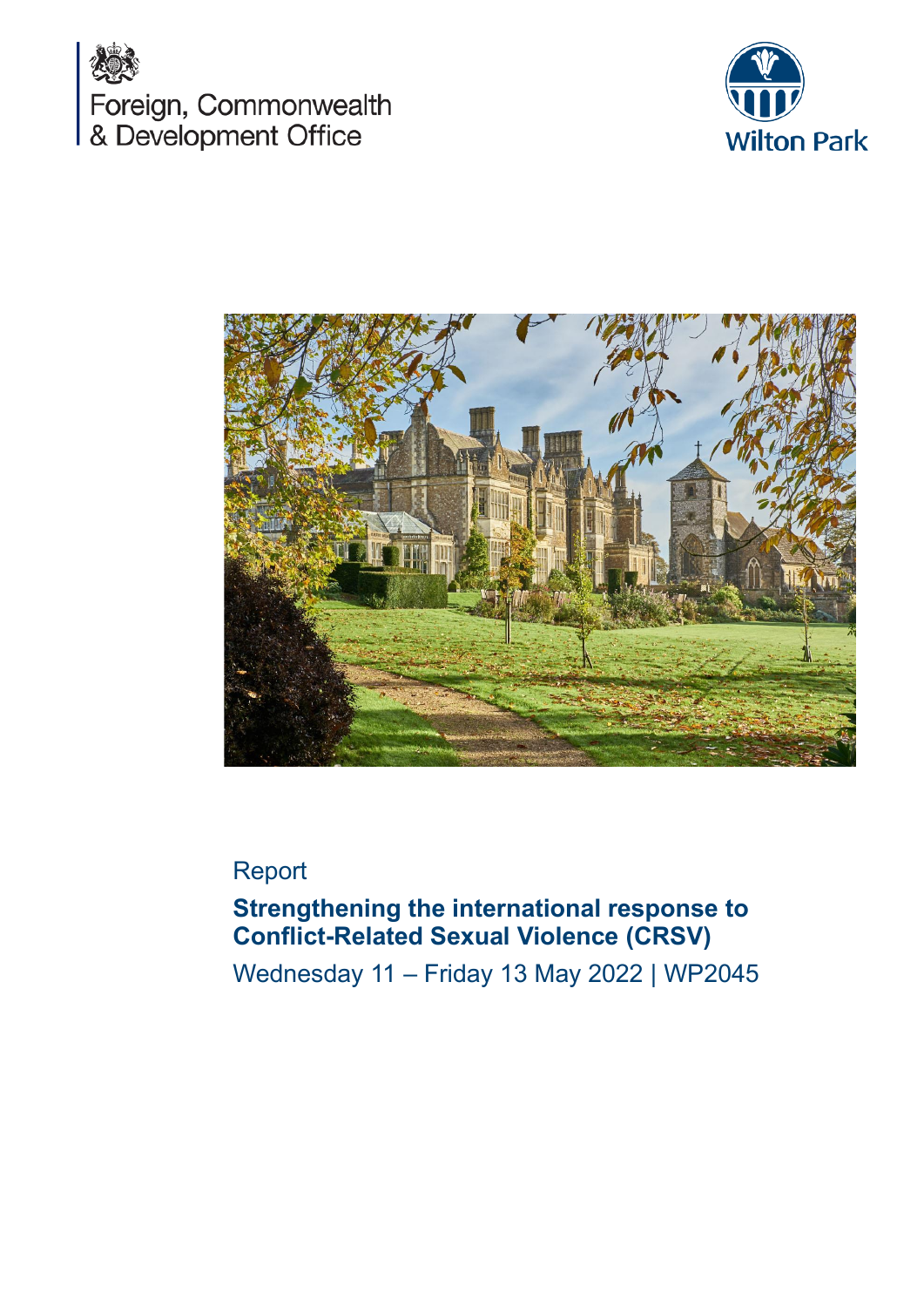Foreign, Commonwealth & Development Office

Wilton Park

Report

# Strengthening the international response to Conflict-Related Sexual Violence (CRSV)

Wednesday 11 – Friday 13 May 2022 | WP2045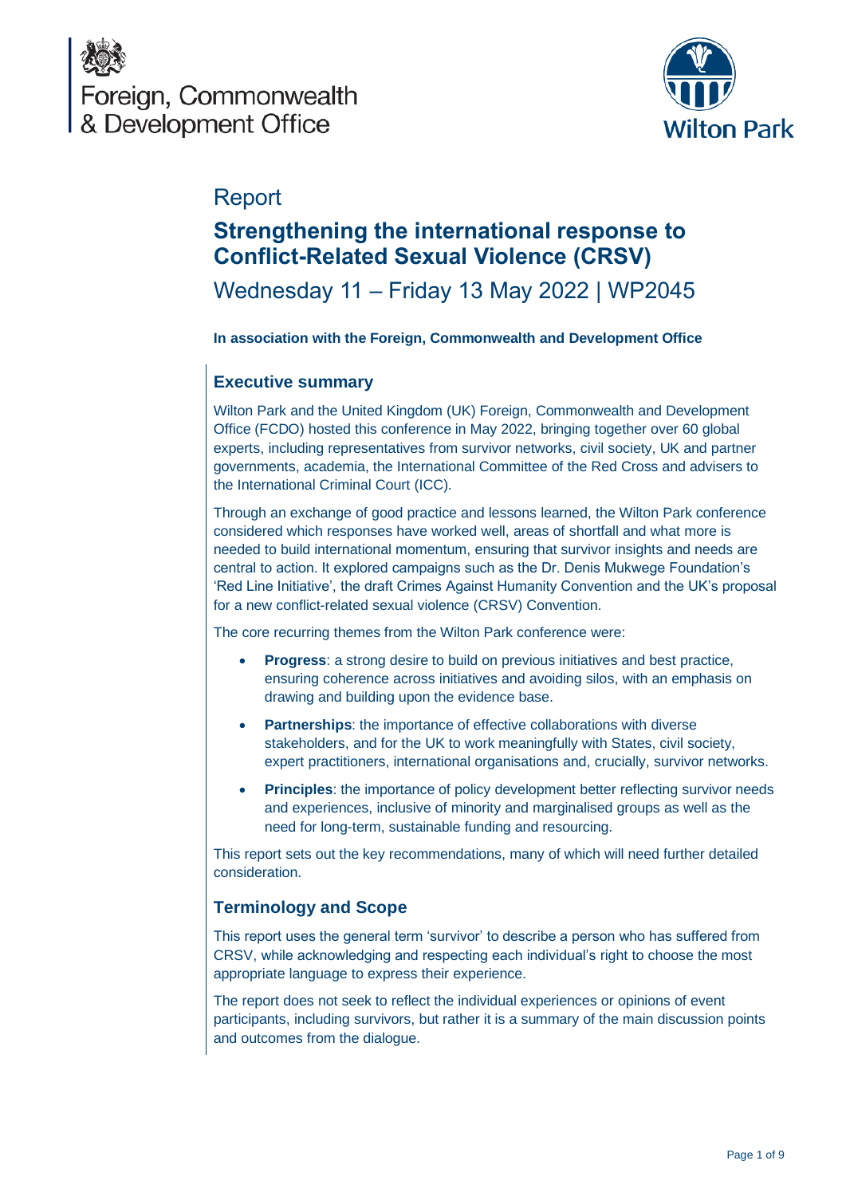Foreign, Commonwealth & Development Office

Wilton Park

# Report

## Strengthening the international response to Conflict-Related Sexual Violence (CRSV)

Wednesday 11 – Friday 13 May 2022 | WP2045

**In association with the Foreign, Commonwealth and Development Office**

### Executive summary

Wilton Park and the United Kingdom (UK) Foreign, Commonwealth and Development Office (FCDO) hosted this conference in May 2022, bringing together over 60 global experts, including representatives from survivor networks, civil society, UK and partner governments, academia, the International Committee of the Red Cross and advisers to the International Criminal Court (ICC).

Through an exchange of good practice and lessons learned, the Wilton Park conference considered which responses have worked well, areas of shortfall and what more is needed to build international momentum, ensuring that survivor insights and needs are central to action. It explored campaigns such as the Dr. Denis Mukwege Foundation's 'Red Line Initiative', the draft Crimes Against Humanity Convention and the UK's proposal for a new conflict-related sexual violence (CRSV) Convention.

The core recurring themes from the Wilton Park conference were:

- **Progress**: a strong desire to build on previous initiatives and best practice, ensuring coherence across initiatives and avoiding silos, with an emphasis on drawing and building upon the evidence base.
- **Partnerships**: the importance of effective collaborations with diverse stakeholders, and for the UK to work meaningfully with States, civil society, expert practitioners, international organisations and, crucially, survivor networks.
- **Principles**: the importance of policy development better reflecting survivor needs and experiences, inclusive of minority and marginalised groups as well as the need for long-term, sustainable funding and resourcing.

This report sets out the key recommendations, many of which will need further detailed consideration.

### Terminology and Scope

This report uses the general term 'survivor' to describe a person who has suffered from CRSV, while acknowledging and respecting each individual's right to choose the most appropriate language to express their experience.

The report does not seek to reflect the individual experiences or opinions of event participants, including survivors, but rather it is a summary of the main discussion points and outcomes from the dialogue.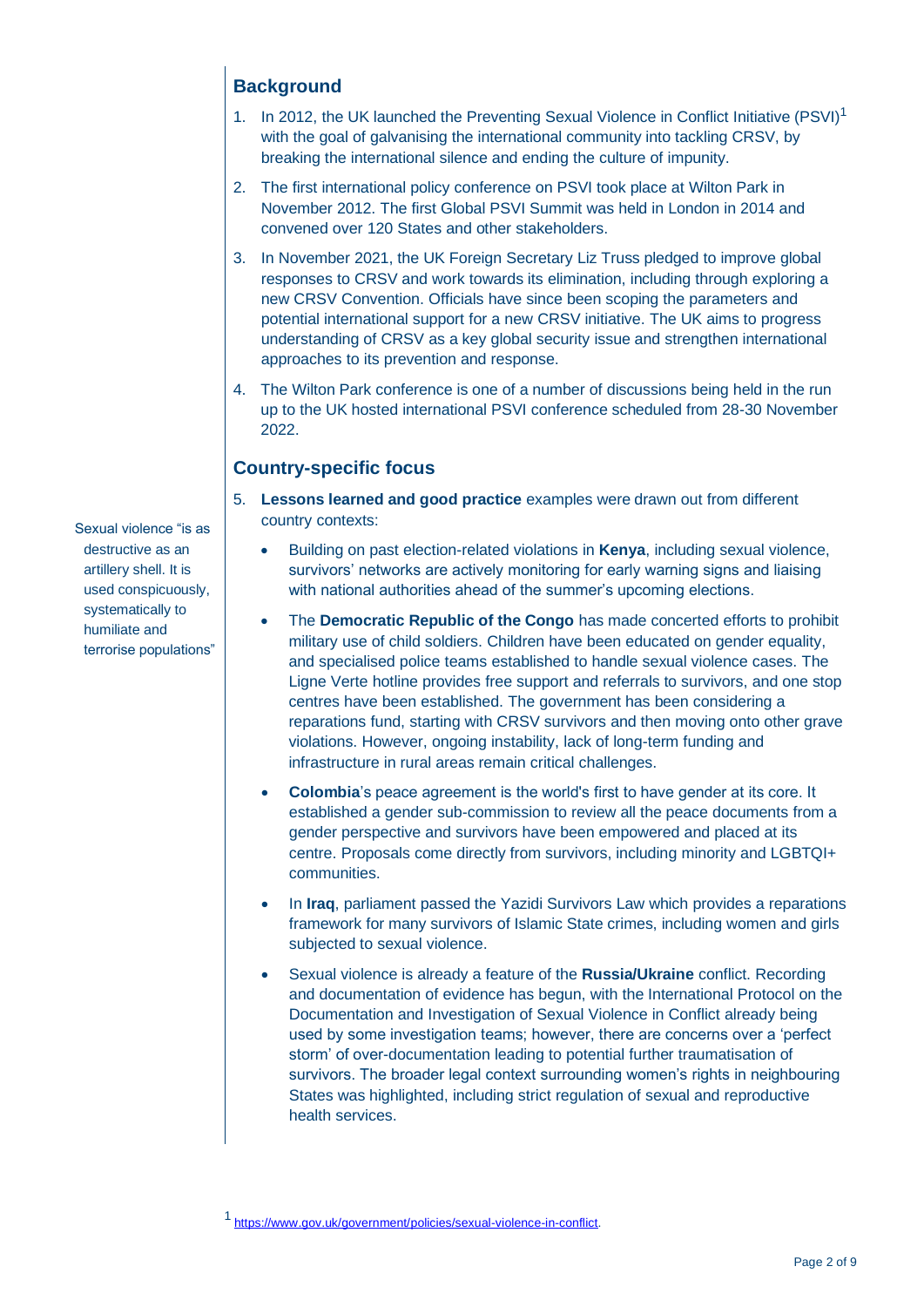## Background

1. In 2012, the UK launched the Preventing Sexual Violence in Conflict Initiative (PSVI)[1] with the goal of galvanising the international community into tackling CRSV, by breaking the international silence and ending the culture of impunity.

2. The first international policy conference on PSVI took place at Wilton Park in November 2012. The first Global PSVI Summit was held in London in 2014 and convened over 120 States and other stakeholders.

3. In November 2021, the UK Foreign Secretary Liz Truss pledged to improve global responses to CRSV and work towards its elimination, including through exploring a new CRSV Convention. Officials have since been scoping the parameters and potential international support for a new CRSV initiative. The UK aims to progress understanding of CRSV as a key global security issue and strengthen international approaches to its prevention and response.

4. The Wilton Park conference is one of a number of discussions being held in the run up to the UK hosted international PSVI conference scheduled from 28-30 November 2022.

## Country-specific focus

5. **Lessons learned and good practice** examples were drawn out from different country contexts:

   - Building on past election-related violations in **Kenya**, including sexual violence, survivors' networks are actively monitoring for early warning signs and liaising with national authorities ahead of the summer's upcoming elections.

   - The **Democratic Republic of the Congo** has made concerted efforts to prohibit military use of child soldiers. Children have been educated on gender equality, and specialised police teams established to handle sexual violence cases. The Ligne Verte hotline provides free support and referrals to survivors, and one stop centres have been established. The government has been considering a reparations fund, starting with CRSV survivors and then moving onto other grave violations. However, ongoing instability, lack of long-term funding and infrastructure in rural areas remain critical challenges.

   - **Colombia**'s peace agreement is the world's first to have gender at its core. It established a gender sub-commission to review all the peace documents from a gender perspective and survivors have been empowered and placed at its centre. Proposals come directly from survivors, including minority and LGBTQI+ communities.

   - In **Iraq**, parliament passed the Yazidi Survivors Law which provides a reparations framework for many survivors of Islamic State crimes, including women and girls subjected to sexual violence.

   - Sexual violence is already a feature of the **Russia/Ukraine** conflict. Recording and documentation of evidence has begun, with the International Protocol on the Documentation and Investigation of Sexual Violence in Conflict already being used by some investigation teams; however, there are concerns over a 'perfect storm' of over-documentation leading to potential further traumatisation of survivors. The broader legal context surrounding women's rights in neighbouring States was highlighted, including strict regulation of sexual and reproductive health services.

Sexual violence "is as destructive as an artillery shell. It is used conspicuously, systematically to humiliate and terrorise populations"

[1] https://www.gov.uk/government/policies/sexual-violence-in-conflict.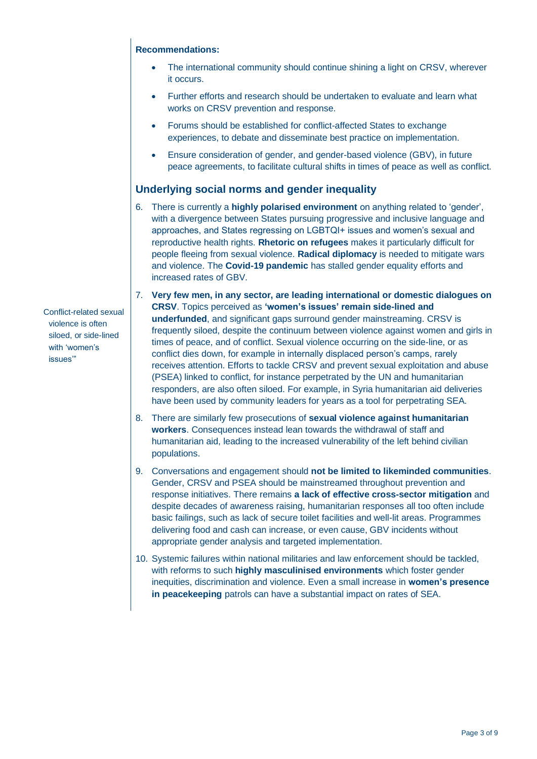**Recommendations:**

- The international community should continue shining a light on CRSV, wherever it occurs.
- Further efforts and research should be undertaken to evaluate and learn what works on CRSV prevention and response.
- Forums should be established for conflict-affected States to exchange experiences, to debate and disseminate best practice on implementation.
- Ensure consideration of gender, and gender-based violence (GBV), in future peace agreements, to facilitate cultural shifts in times of peace as well as conflict.

## Underlying social norms and gender inequality

6. There is currently a **highly polarised environment** on anything related to 'gender', with a divergence between States pursuing progressive and inclusive language and approaches, and States regressing on LGBTQI+ issues and women's sexual and reproductive health rights. **Rhetoric on refugees** makes it particularly difficult for people fleeing from sexual violence. **Radical diplomacy** is needed to mitigate wars and violence. The **Covid-19 pandemic** has stalled gender equality efforts and increased rates of GBV.

Conflict-related sexual violence is often siloed, or side-lined with 'women's issues'"

7. **Very few men, in any sector, are leading international or domestic dialogues on CRSV**. Topics perceived as **'women's issues' remain side-lined and underfunded**, and significant gaps surround gender mainstreaming. CRSV is frequently siloed, despite the continuum between violence against women and girls in times of peace, and of conflict. Sexual violence occurring on the side-line, or as conflict dies down, for example in internally displaced person's camps, rarely receives attention. Efforts to tackle CRSV and prevent sexual exploitation and abuse (PSEA) linked to conflict, for instance perpetrated by the UN and humanitarian responders, are also often siloed. For example, in Syria humanitarian aid deliveries have been used by community leaders for years as a tool for perpetrating SEA.

8. There are similarly few prosecutions of **sexual violence against humanitarian workers**. Consequences instead lean towards the withdrawal of staff and humanitarian aid, leading to the increased vulnerability of the left behind civilian populations.

9. Conversations and engagement should **not be limited to likeminded communities**. Gender, CRSV and PSEA should be mainstreamed throughout prevention and response initiatives. There remains **a lack of effective cross-sector mitigation** and despite decades of awareness raising, humanitarian responses all too often include basic failings, such as lack of secure toilet facilities and well-lit areas. Programmes delivering food and cash can increase, or even cause, GBV incidents without appropriate gender analysis and targeted implementation.

10. Systemic failures within national militaries and law enforcement should be tackled, with reforms to such **highly masculinised environments** which foster gender inequities, discrimination and violence. Even a small increase in **women's presence in peacekeeping** patrols can have a substantial impact on rates of SEA.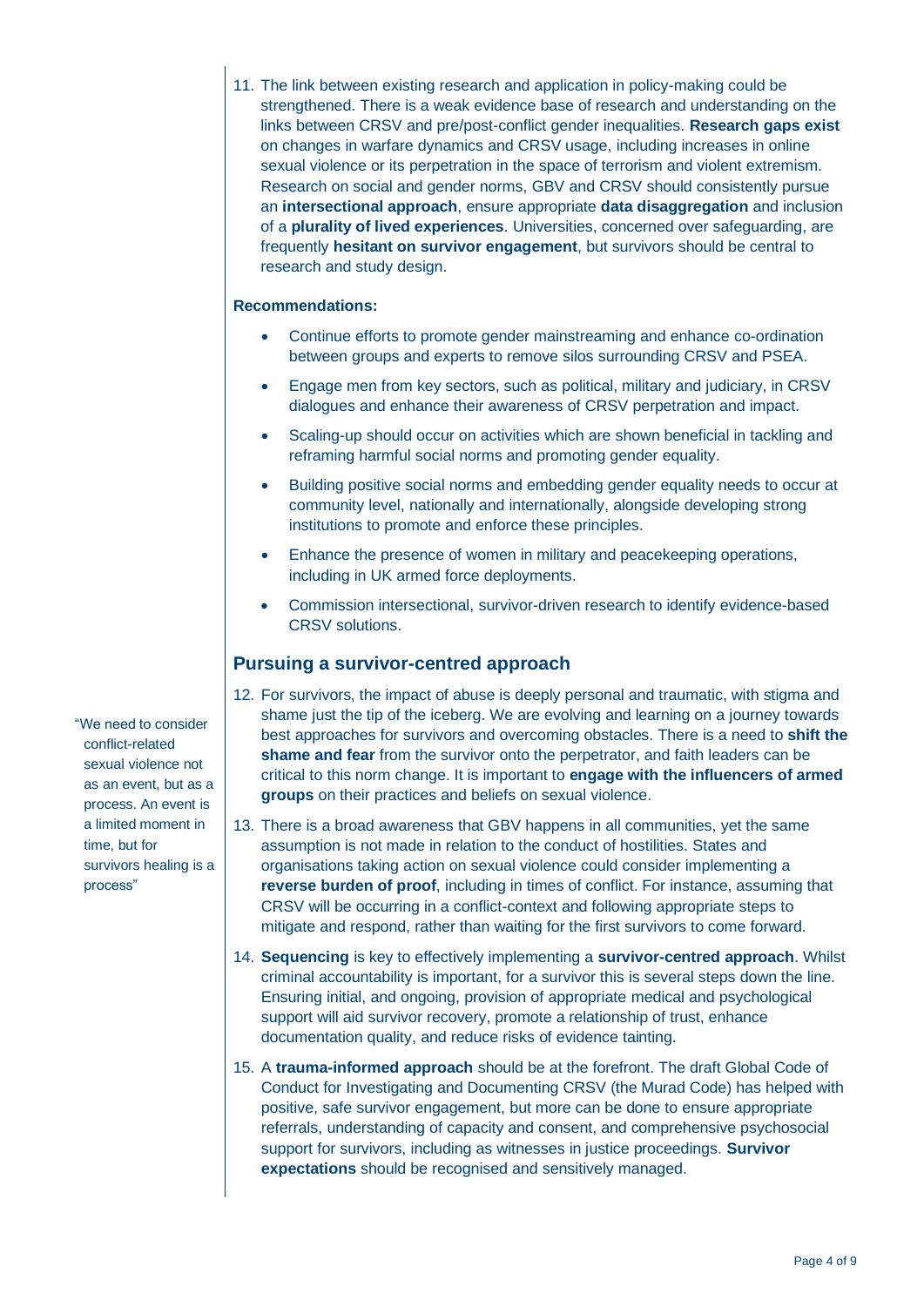11. The link between existing research and application in policy-making could be strengthened. There is a weak evidence base of research and understanding on the links between CRSV and pre/post-conflict gender inequalities. **Research gaps exist** on changes in warfare dynamics and CRSV usage, including increases in online sexual violence or its perpetration in the space of terrorism and violent extremism. Research on social and gender norms, GBV and CRSV should consistently pursue an **intersectional approach**, ensure appropriate **data disaggregation** and inclusion of a **plurality of lived experiences**. Universities, concerned over safeguarding, are frequently **hesitant on survivor engagement**, but survivors should be central to research and study design.

**Recommendations:**

- Continue efforts to promote gender mainstreaming and enhance co-ordination between groups and experts to remove silos surrounding CRSV and PSEA.
- Engage men from key sectors, such as political, military and judiciary, in CRSV dialogues and enhance their awareness of CRSV perpetration and impact.
- Scaling-up should occur on activities which are shown beneficial in tackling and reframing harmful social norms and promoting gender equality.
- Building positive social norms and embedding gender equality needs to occur at community level, nationally and internationally, alongside developing strong institutions to promote and enforce these principles.
- Enhance the presence of women in military and peacekeeping operations, including in UK armed force deployments.
- Commission intersectional, survivor-driven research to identify evidence-based CRSV solutions.

## Pursuing a survivor-centred approach

> "We need to consider conflict-related sexual violence not as an event, but as a process. An event is a limited moment in time, but for survivors healing is a process"

12. For survivors, the impact of abuse is deeply personal and traumatic, with stigma and shame just the tip of the iceberg. We are evolving and learning on a journey towards best approaches for survivors and overcoming obstacles. There is a need to **shift the shame and fear** from the survivor onto the perpetrator, and faith leaders can be critical to this norm change. It is important to **engage with the influencers of armed groups** on their practices and beliefs on sexual violence.

13. There is a broad awareness that GBV happens in all communities, yet the same assumption is not made in relation to the conduct of hostilities. States and organisations taking action on sexual violence could consider implementing a **reverse burden of proof**, including in times of conflict. For instance, assuming that CRSV will be occurring in a conflict-context and following appropriate steps to mitigate and respond, rather than waiting for the first survivors to come forward.

14. **Sequencing** is key to effectively implementing a **survivor-centred approach**. Whilst criminal accountability is important, for a survivor this is several steps down the line. Ensuring initial, and ongoing, provision of appropriate medical and psychological support will aid survivor recovery, promote a relationship of trust, enhance documentation quality, and reduce risks of evidence tainting.

15. A **trauma-informed approach** should be at the forefront. The draft Global Code of Conduct for Investigating and Documenting CRSV (the Murad Code) has helped with positive, safe survivor engagement, but more can be done to ensure appropriate referrals, understanding of capacity and consent, and comprehensive psychosocial support for survivors, including as witnesses in justice proceedings. **Survivor expectations** should be recognised and sensitively managed.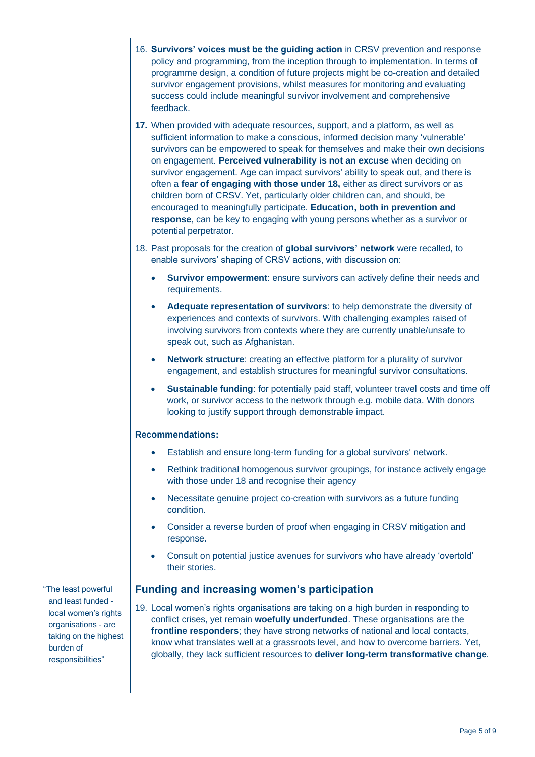16. **Survivors' voices must be the guiding action** in CRSV prevention and response policy and programming, from the inception through to implementation. In terms of programme design, a condition of future projects might be co-creation and detailed survivor engagement provisions, whilst measures for monitoring and evaluating success could include meaningful survivor involvement and comprehensive feedback.

17. When provided with adequate resources, support, and a platform, as well as sufficient information to make a conscious, informed decision many 'vulnerable' survivors can be empowered to speak for themselves and make their own decisions on engagement. **Perceived vulnerability is not an excuse** when deciding on survivor engagement. Age can impact survivors' ability to speak out, and there is often a **fear of engaging with those under 18,** either as direct survivors or as children born of CRSV. Yet, particularly older children can, and should, be encouraged to meaningfully participate. **Education, both in prevention and response**, can be key to engaging with young persons whether as a survivor or potential perpetrator.

18. Past proposals for the creation of **global survivors' network** were recalled, to enable survivors' shaping of CRSV actions, with discussion on:

    - **Survivor empowerment**: ensure survivors can actively define their needs and requirements.
    - **Adequate representation of survivors**: to help demonstrate the diversity of experiences and contexts of survivors. With challenging examples raised of involving survivors from contexts where they are currently unable/unsafe to speak out, such as Afghanistan.
    - **Network structure**: creating an effective platform for a plurality of survivor engagement, and establish structures for meaningful survivor consultations.
    - **Sustainable funding**: for potentially paid staff, volunteer travel costs and time off work, or survivor access to the network through e.g. mobile data. With donors looking to justify support through demonstrable impact.

**Recommendations:**

- Establish and ensure long-term funding for a global survivors' network.
- Rethink traditional homogenous survivor groupings, for instance actively engage with those under 18 and recognise their agency
- Necessitate genuine project co-creation with survivors as a future funding condition.
- Consider a reverse burden of proof when engaging in CRSV mitigation and response.
- Consult on potential justice avenues for survivors who have already 'overtold' their stories.

## Funding and increasing women's participation

"The least powerful and least funded - local women's rights organisations - are taking on the highest burden of responsibilities"

19. Local women's rights organisations are taking on a high burden in responding to conflict crises, yet remain **woefully underfunded**. These organisations are the **frontline responders**; they have strong networks of national and local contacts, know what translates well at a grassroots level, and how to overcome barriers. Yet, globally, they lack sufficient resources to **deliver long-term transformative change**.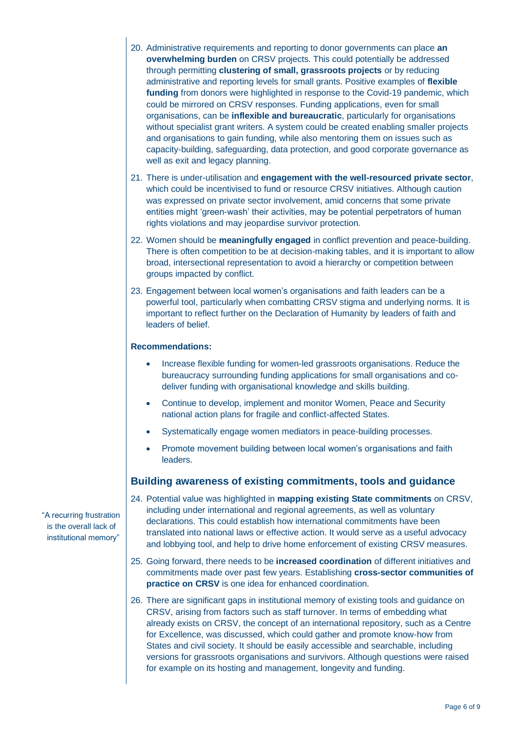20. Administrative requirements and reporting to donor governments can place **an overwhelming burden** on CRSV projects. This could potentially be addressed through permitting **clustering of small, grassroots projects** or by reducing administrative and reporting levels for small grants. Positive examples of **flexible funding** from donors were highlighted in response to the Covid-19 pandemic, which could be mirrored on CRSV responses. Funding applications, even for small organisations, can be **inflexible and bureaucratic**, particularly for organisations without specialist grant writers. A system could be created enabling smaller projects and organisations to gain funding, while also mentoring them on issues such as capacity-building, safeguarding, data protection, and good corporate governance as well as exit and legacy planning.

21. There is under-utilisation and **engagement with the well-resourced private sector**, which could be incentivised to fund or resource CRSV initiatives. Although caution was expressed on private sector involvement, amid concerns that some private entities might 'green-wash' their activities, may be potential perpetrators of human rights violations and may jeopardise survivor protection.

22. Women should be **meaningfully engaged** in conflict prevention and peace-building. There is often competition to be at decision-making tables, and it is important to allow broad, intersectional representation to avoid a hierarchy or competition between groups impacted by conflict.

23. Engagement between local women's organisations and faith leaders can be a powerful tool, particularly when combatting CRSV stigma and underlying norms. It is important to reflect further on the Declaration of Humanity by leaders of faith and leaders of belief.

**Recommendations:**

- Increase flexible funding for women-led grassroots organisations. Reduce the bureaucracy surrounding funding applications for small organisations and co-deliver funding with organisational knowledge and skills building.
- Continue to develop, implement and monitor Women, Peace and Security national action plans for fragile and conflict-affected States.
- Systematically engage women mediators in peace-building processes.
- Promote movement building between local women's organisations and faith leaders.

## Building awareness of existing commitments, tools and guidance

"A recurring frustration is the overall lack of institutional memory"

24. Potential value was highlighted in **mapping existing State commitments** on CRSV, including under international and regional agreements, as well as voluntary declarations. This could establish how international commitments have been translated into national laws or effective action. It would serve as a useful advocacy and lobbying tool, and help to drive home enforcement of existing CRSV measures.

25. Going forward, there needs to be **increased coordination** of different initiatives and commitments made over past few years. Establishing **cross-sector communities of practice on CRSV** is one idea for enhanced coordination.

26. There are significant gaps in institutional memory of existing tools and guidance on CRSV, arising from factors such as staff turnover. In terms of embedding what already exists on CRSV, the concept of an international repository, such as a Centre for Excellence, was discussed, which could gather and promote know-how from States and civil society. It should be easily accessible and searchable, including versions for grassroots organisations and survivors. Although questions were raised for example on its hosting and management, longevity and funding.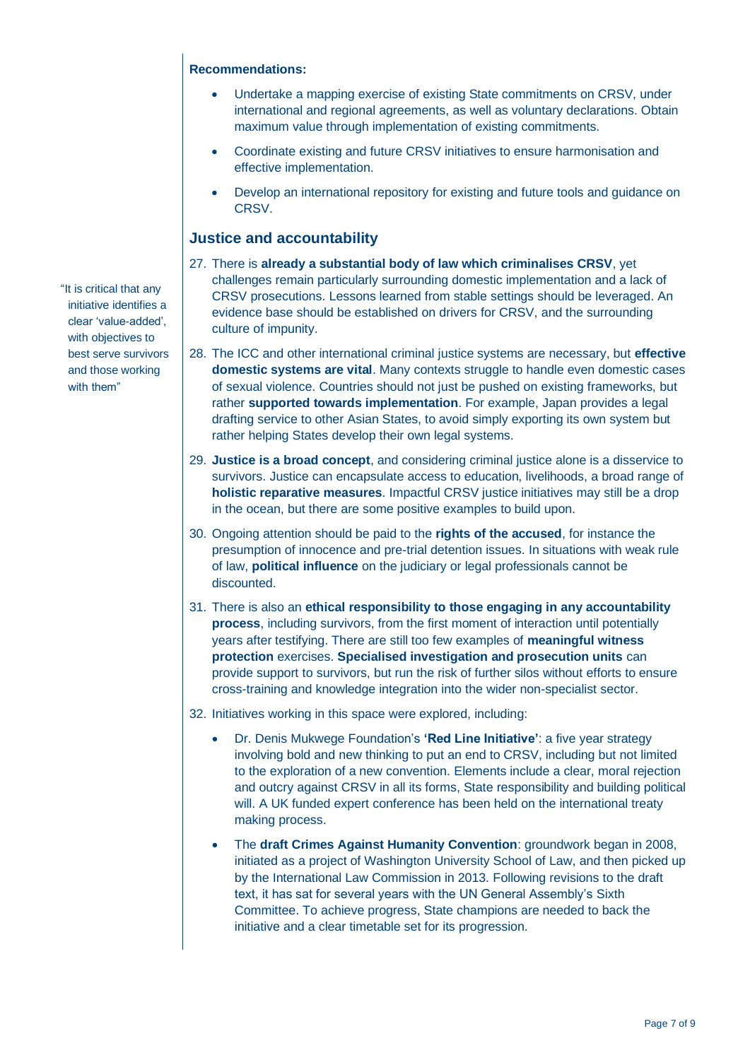**Recommendations:**

- Undertake a mapping exercise of existing State commitments on CRSV, under international and regional agreements, as well as voluntary declarations. Obtain maximum value through implementation of existing commitments.
- Coordinate existing and future CRSV initiatives to ensure harmonisation and effective implementation.
- Develop an international repository for existing and future tools and guidance on CRSV.

## Justice and accountability

> "It is critical that any initiative identifies a clear 'value-added', with objectives to best serve survivors and those working with them"

27. There is **already a substantial body of law which criminalises CRSV**, yet challenges remain particularly surrounding domestic implementation and a lack of CRSV prosecutions. Lessons learned from stable settings should be leveraged. An evidence base should be established on drivers for CRSV, and the surrounding culture of impunity.

28. The ICC and other international criminal justice systems are necessary, but **effective domestic systems are vital**. Many contexts struggle to handle even domestic cases of sexual violence. Countries should not just be pushed on existing frameworks, but rather **supported towards implementation**. For example, Japan provides a legal drafting service to other Asian States, to avoid simply exporting its own system but rather helping States develop their own legal systems.

29. **Justice is a broad concept**, and considering criminal justice alone is a disservice to survivors. Justice can encapsulate access to education, livelihoods, a broad range of **holistic reparative measures**. Impactful CRSV justice initiatives may still be a drop in the ocean, but there are some positive examples to build upon.

30. Ongoing attention should be paid to the **rights of the accused**, for instance the presumption of innocence and pre-trial detention issues. In situations with weak rule of law, **political influence** on the judiciary or legal professionals cannot be discounted.

31. There is also an **ethical responsibility to those engaging in any accountability process**, including survivors, from the first moment of interaction until potentially years after testifying. There are still too few examples of **meaningful witness protection** exercises. **Specialised investigation and prosecution units** can provide support to survivors, but run the risk of further silos without efforts to ensure cross-training and knowledge integration into the wider non-specialist sector.

32. Initiatives working in this space were explored, including:

    - Dr. Denis Mukwege Foundation's **'Red Line Initiative'**: a five year strategy involving bold and new thinking to put an end to CRSV, including but not limited to the exploration of a new convention. Elements include a clear, moral rejection and outcry against CRSV in all its forms, State responsibility and building political will. A UK funded expert conference has been held on the international treaty making process.
    - The **draft Crimes Against Humanity Convention**: groundwork began in 2008, initiated as a project of Washington University School of Law, and then picked up by the International Law Commission in 2013. Following revisions to the draft text, it has sat for several years with the UN General Assembly's Sixth Committee. To achieve progress, State champions are needed to back the initiative and a clear timetable set for its progression.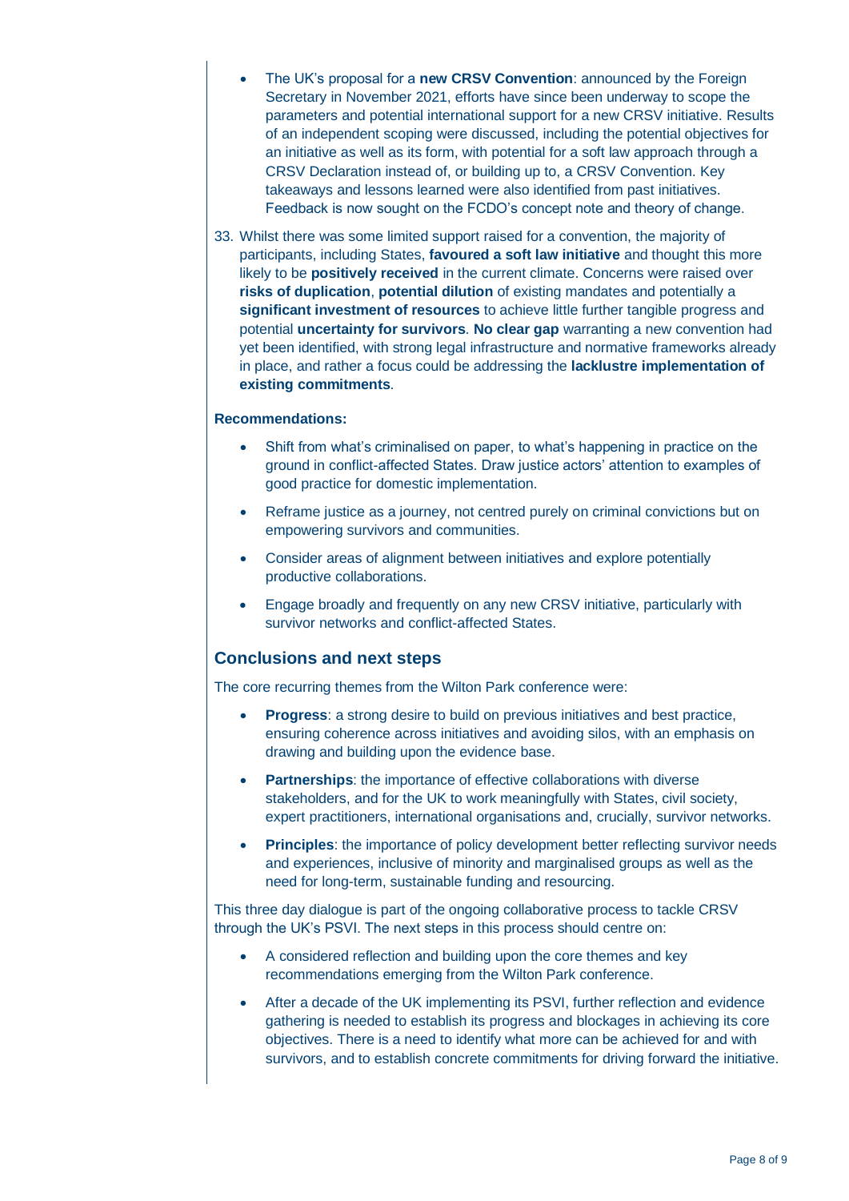- The UK's proposal for a **new CRSV Convention**: announced by the Foreign Secretary in November 2021, efforts have since been underway to scope the parameters and potential international support for a new CRSV initiative. Results of an independent scoping were discussed, including the potential objectives for an initiative as well as its form, with potential for a soft law approach through a CRSV Declaration instead of, or building up to, a CRSV Convention. Key takeaways and lessons learned were also identified from past initiatives. Feedback is now sought on the FCDO's concept note and theory of change.

33. Whilst there was some limited support raised for a convention, the majority of participants, including States, **favoured a soft law initiative** and thought this more likely to be **positively received** in the current climate. Concerns were raised over **risks of duplication**, **potential dilution** of existing mandates and potentially a **significant investment of resources** to achieve little further tangible progress and potential **uncertainty for survivors**. **No clear gap** warranting a new convention had yet been identified, with strong legal infrastructure and normative frameworks already in place, and rather a focus could be addressing the **lacklustre implementation of existing commitments**.

**Recommendations:**

- Shift from what's criminalised on paper, to what's happening in practice on the ground in conflict-affected States. Draw justice actors' attention to examples of good practice for domestic implementation.
- Reframe justice as a journey, not centred purely on criminal convictions but on empowering survivors and communities.
- Consider areas of alignment between initiatives and explore potentially productive collaborations.
- Engage broadly and frequently on any new CRSV initiative, particularly with survivor networks and conflict-affected States.

## Conclusions and next steps

The core recurring themes from the Wilton Park conference were:

- **Progress**: a strong desire to build on previous initiatives and best practice, ensuring coherence across initiatives and avoiding silos, with an emphasis on drawing and building upon the evidence base.
- **Partnerships**: the importance of effective collaborations with diverse stakeholders, and for the UK to work meaningfully with States, civil society, expert practitioners, international organisations and, crucially, survivor networks.
- **Principles**: the importance of policy development better reflecting survivor needs and experiences, inclusive of minority and marginalised groups as well as the need for long-term, sustainable funding and resourcing.

This three day dialogue is part of the ongoing collaborative process to tackle CRSV through the UK's PSVI. The next steps in this process should centre on:

- A considered reflection and building upon the core themes and key recommendations emerging from the Wilton Park conference.
- After a decade of the UK implementing its PSVI, further reflection and evidence gathering is needed to establish its progress and blockages in achieving its core objectives. There is a need to identify what more can be achieved for and with survivors, and to establish concrete commitments for driving forward the initiative.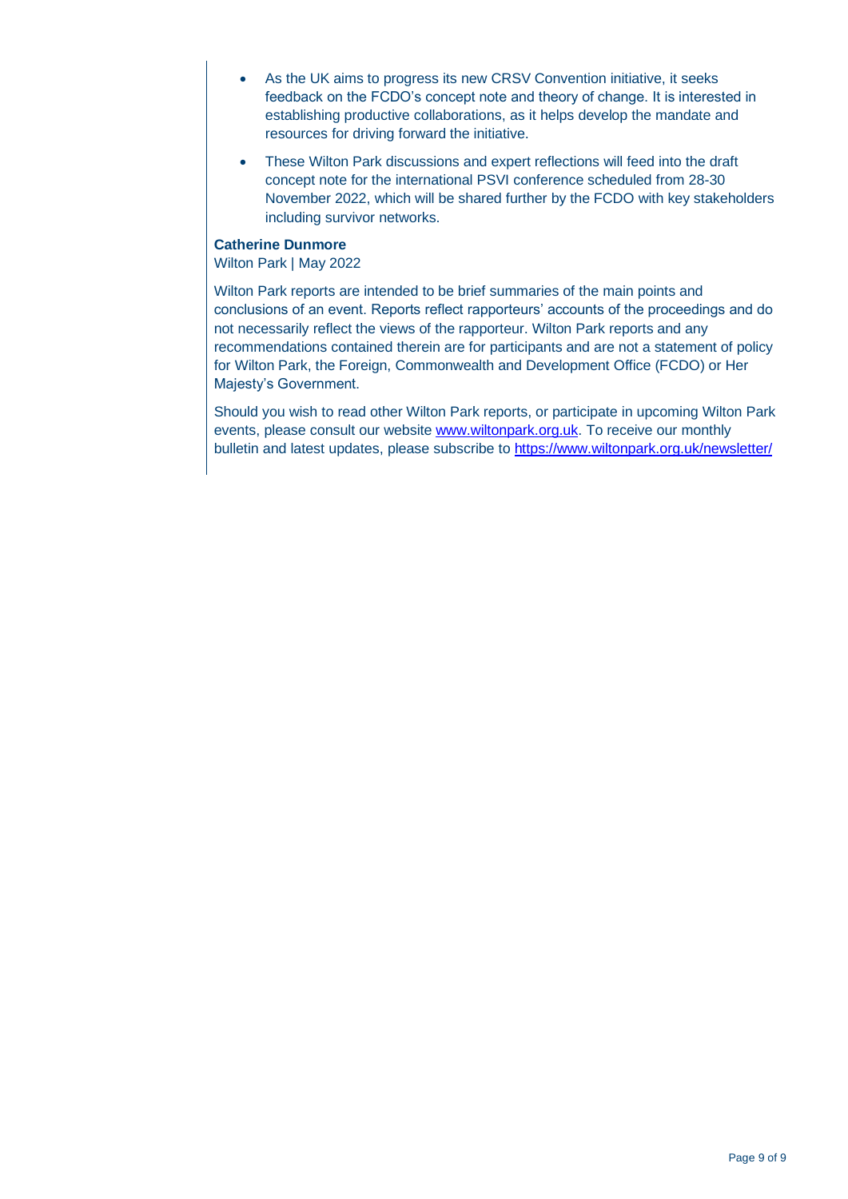- As the UK aims to progress its new CRSV Convention initiative, it seeks feedback on the FCDO's concept note and theory of change. It is interested in establishing productive collaborations, as it helps develop the mandate and resources for driving forward the initiative.
- These Wilton Park discussions and expert reflections will feed into the draft concept note for the international PSVI conference scheduled from 28-30 November 2022, which will be shared further by the FCDO with key stakeholders including survivor networks.

**Catherine Dunmore**
Wilton Park | May 2022

Wilton Park reports are intended to be brief summaries of the main points and conclusions of an event. Reports reflect rapporteurs' accounts of the proceedings and do not necessarily reflect the views of the rapporteur. Wilton Park reports and any recommendations contained therein are for participants and are not a statement of policy for Wilton Park, the Foreign, Commonwealth and Development Office (FCDO) or Her Majesty's Government.

Should you wish to read other Wilton Park reports, or participate in upcoming Wilton Park events, please consult our website [www.wiltonpark.org.uk](http://www.wiltonpark.org.uk). To receive our monthly bulletin and latest updates, please subscribe to [https://www.wiltonpark.org.uk/newsletter/](https://www.wiltonpark.org.uk/newsletter/)